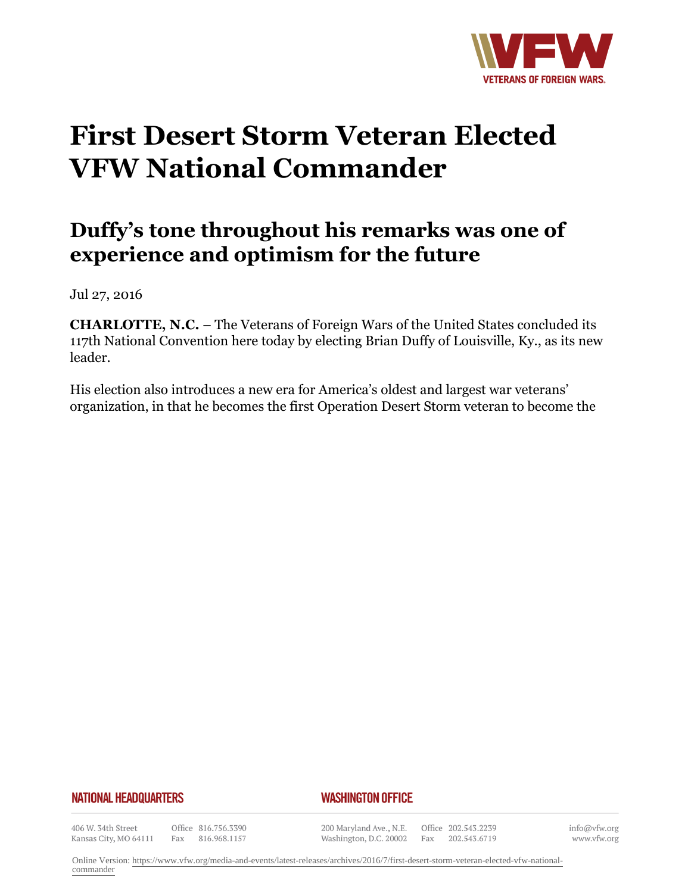# First Desert Storm Veteran Elected VFW National Commander

## Duffy's tone throughout his remarks was one of experience and optimism for the future

Jul 27, 2016

**CHARLOTTE, N.C.** – The Veterans of Foreign Wars of the United States concluded its 117th National Convention here today by electing Brian Duffy of Louisville, Ky., as its new leader.

His election also introduces a new era for America's oldest and largest war veterans' organization, in that he becomes the first Operation Desert Storm veteran to become the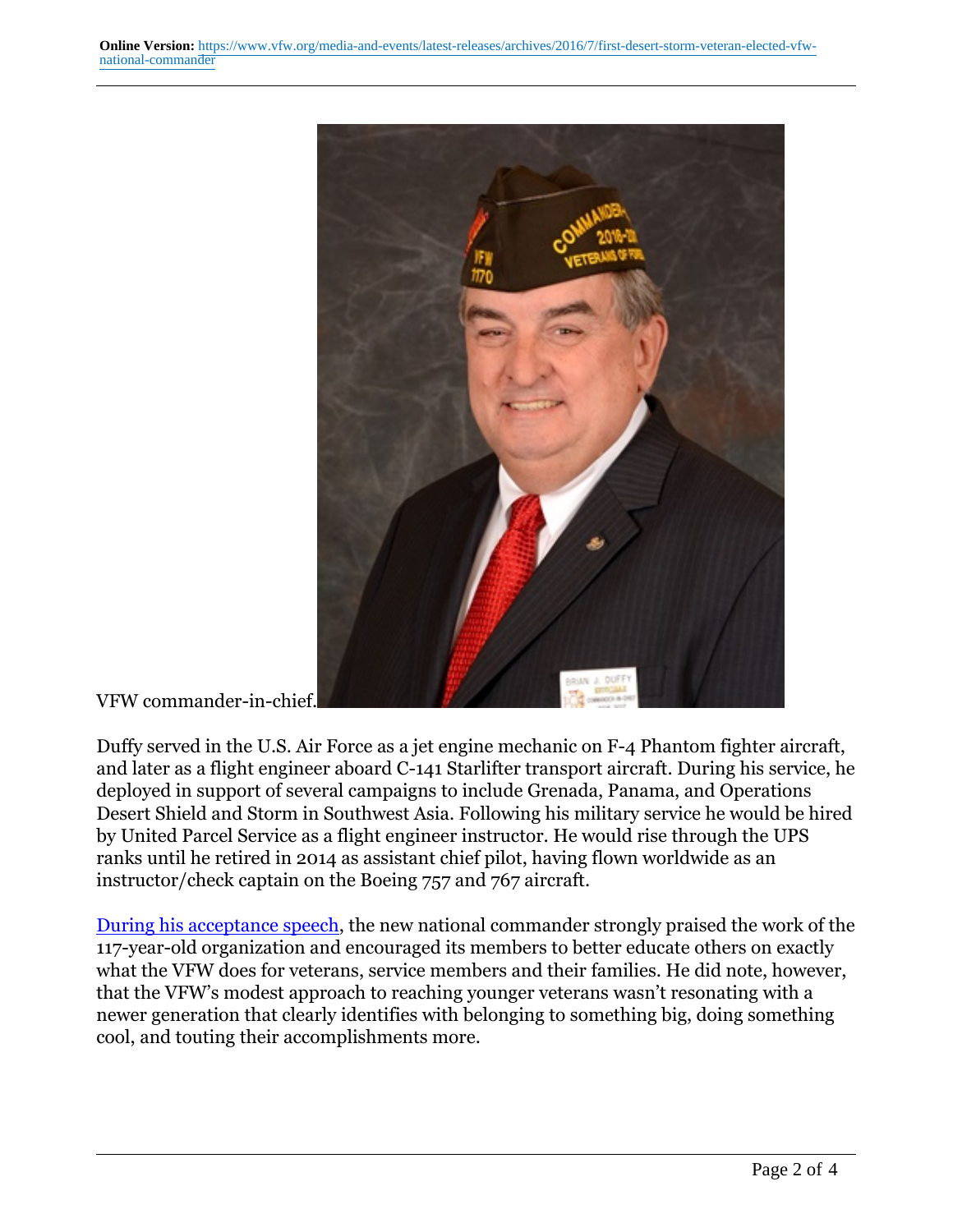VFW commander-in-chief.

Duffy served in the U.S. Air Force as a jet engine mechanic on F-4 Phantom fighter aircraft, and later as a flight engineer aboard C-141 Starlifter transport aircraft. During his service, he deployed in support of several campaigns to include Grenada, Panama, and Operations Desert Shield and Storm in Southwest Asia. Following his military service he would be hired by United Parcel Service as a flight engineer instructor. He would rise through the UPS ranks until he retired in 2014 as assistant chief pilot, having flown worldwide as an instructor/check captain on the Boeing 757 and 767 aircraft.

During his acceptance speech, the new national commander strongly praised the work of the 117-year-old organization and encouraged its members to better educate others on exactly what the VFW does for veterans, service members and their families. He did note, however, that the VFW's modest approach to reaching younger veterans wasn't resonating with a newer generation that clearly identifies with belonging to something big, doing something cool, and touting their accomplishments more.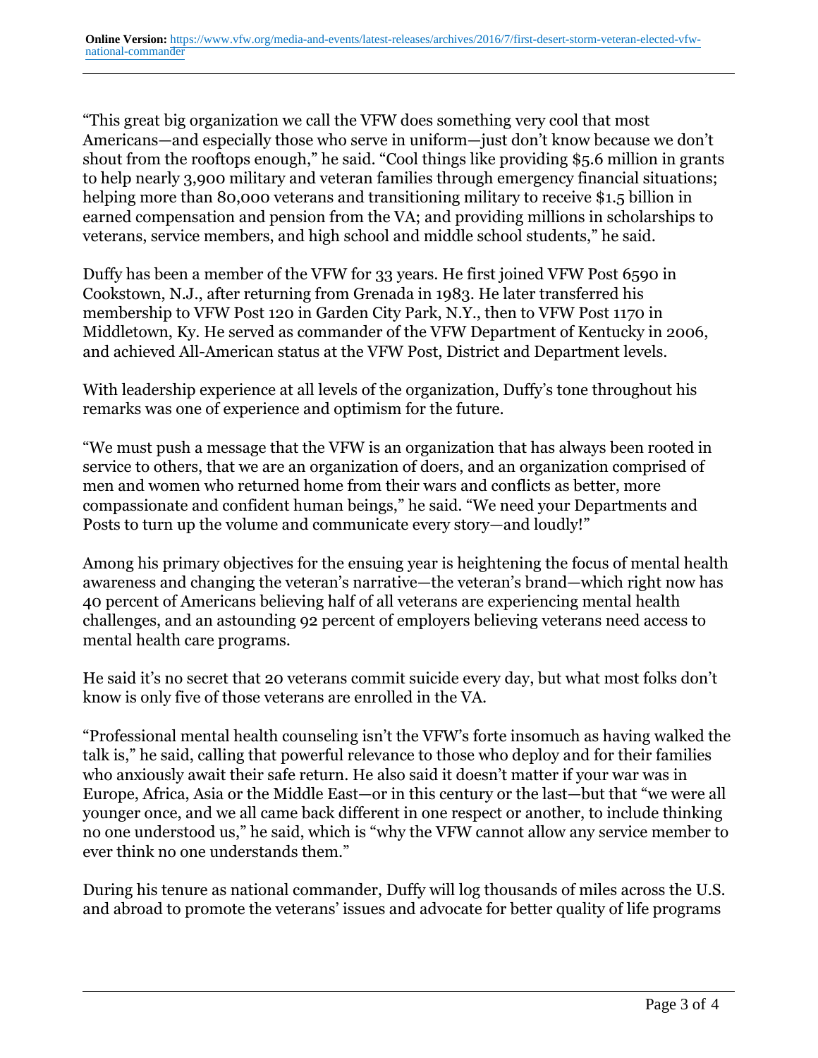"This great big organization we call the VFW does something very cool that most Americans—and especially those who serve in uniform—just don't know because we don't shout from the rooftops enough," he said. "Cool things like providing $5.6 million in grants to help nearly 3,900 military and veteran families through emergency financial situations; helping more than 80,000 veterans and transitioning military to receive $1.5 billion in earned compensation and pension from the VA; and providing millions in scholarships to veterans, service members, and high school and middle school students," he said.

Duffy has been a member of the VFW for 33 years. He first joined VFW Post 6590 in Cookstown, N.J., after returning from Grenada in 1983. He later transferred his membership to VFW Post 120 in Garden City Park, N.Y., then to VFW Post 1170 in Middletown, Ky. He served as commander of the VFW Department of Kentucky in 2006, and achieved All-American status at the VFW Post, District and Department levels.

With leadership experience at all levels of the organization, Duffy's tone throughout his remarks was one of experience and optimism for the future.

"We must push a message that the VFW is an organization that has always been rooted in service to others, that we are an organization of doers, and an organization comprised of men and women who returned home from their wars and conflicts as better, more compassionate and confident human beings," he said. "We need your Departments and Posts to turn up the volume and communicate every story—and loudly!"

Among his primary objectives for the ensuing year is heightening the focus of mental health awareness and changing the veteran's narrative—the veteran's brand—which right now has 40 percent of Americans believing half of all veterans are experiencing mental health challenges, and an astounding 92 percent of employers believing veterans need access to mental health care programs.

He said it's no secret that 20 veterans commit suicide every day, but what most folks don't know is only five of those veterans are enrolled in the VA.

"Professional mental health counseling isn't the VFW's forte insomuch as having walked the talk is," he said, calling that powerful relevance to those who deploy and for their families who anxiously await their safe return. He also said it doesn't matter if your war was in Europe, Africa, Asia or the Middle East—or in this century or the last—but that "we were all younger once, and we all came back different in one respect or another, to include thinking no one understood us," he said, which is "why the VFW cannot allow any service member to ever think no one understands them."

During his tenure as national commander, Duffy will log thousands of miles across the U.S. and abroad to promote the veterans' issues and advocate for better quality of life programs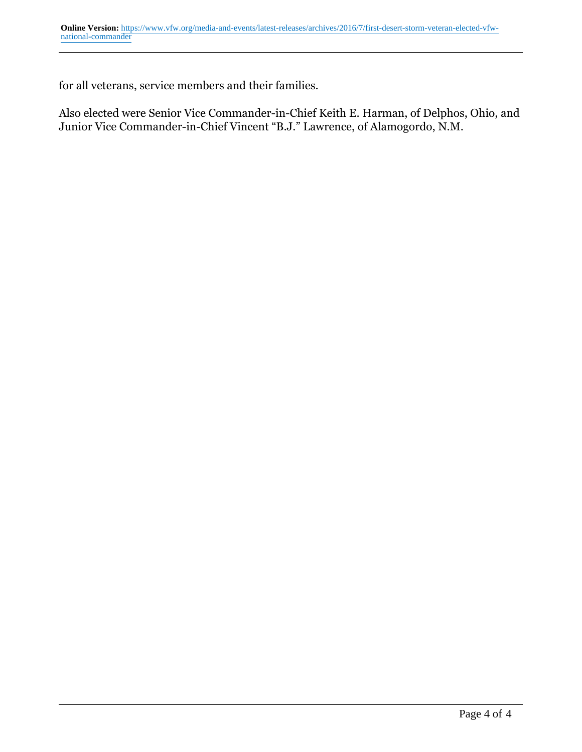for all veterans, service members and their families.

Also elected were Senior Vice Commander-in-Chief Keith E. Harman, of Delphos, Ohio, and Junior Vice Commander-in-Chief Vincent “B.J.” Lawrence, of Alamogordo, N.M.